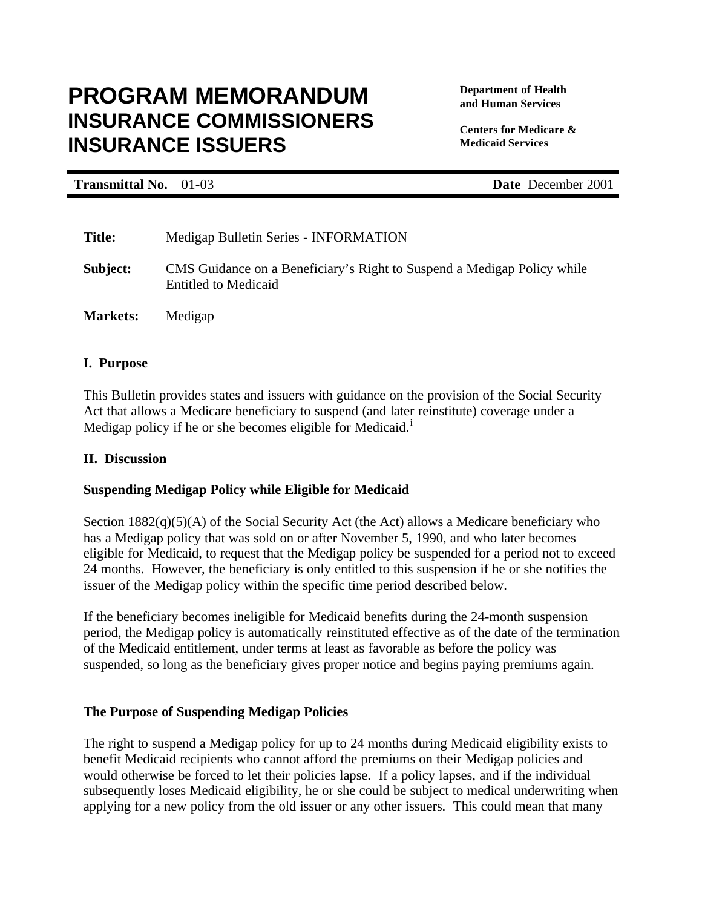# PROGRAM MEMORANDUM
# INSURANCE COMMISSIONERS
# INSURANCE ISSUERS

**Department of Health and Human Services**

**Centers for Medicare & Medicaid Services**

**Transmittal No.** 01-03 **Date** December 2001

**Title:** Medigap Bulletin Series - INFORMATION

**Subject:** CMS Guidance on a Beneficiary's Right to Suspend a Medigap Policy while Entitled to Medicaid

**Markets:** Medigap

## I. Purpose

This Bulletin provides states and issuers with guidance on the provision of the Social Security Act that allows a Medicare beneficiary to suspend (and later reinstitute) coverage under a Medigap policy if he or she becomes eligible for Medicaid.[i]

## II. Discussion

### Suspending Medigap Policy while Eligible for Medicaid

Section 1882(q)(5)(A) of the Social Security Act (the Act) allows a Medicare beneficiary who has a Medigap policy that was sold on or after November 5, 1990, and who later becomes eligible for Medicaid, to request that the Medigap policy be suspended for a period not to exceed 24 months. However, the beneficiary is only entitled to this suspension if he or she notifies the issuer of the Medigap policy within the specific time period described below.

If the beneficiary becomes ineligible for Medicaid benefits during the 24-month suspension period, the Medigap policy is automatically reinstituted effective as of the date of the termination of the Medicaid entitlement, under terms at least as favorable as before the policy was suspended, so long as the beneficiary gives proper notice and begins paying premiums again.

### The Purpose of Suspending Medigap Policies

The right to suspend a Medigap policy for up to 24 months during Medicaid eligibility exists to benefit Medicaid recipients who cannot afford the premiums on their Medigap policies and would otherwise be forced to let their policies lapse. If a policy lapses, and if the individual subsequently loses Medicaid eligibility, he or she could be subject to medical underwriting when applying for a new policy from the old issuer or any other issuers. This could mean that many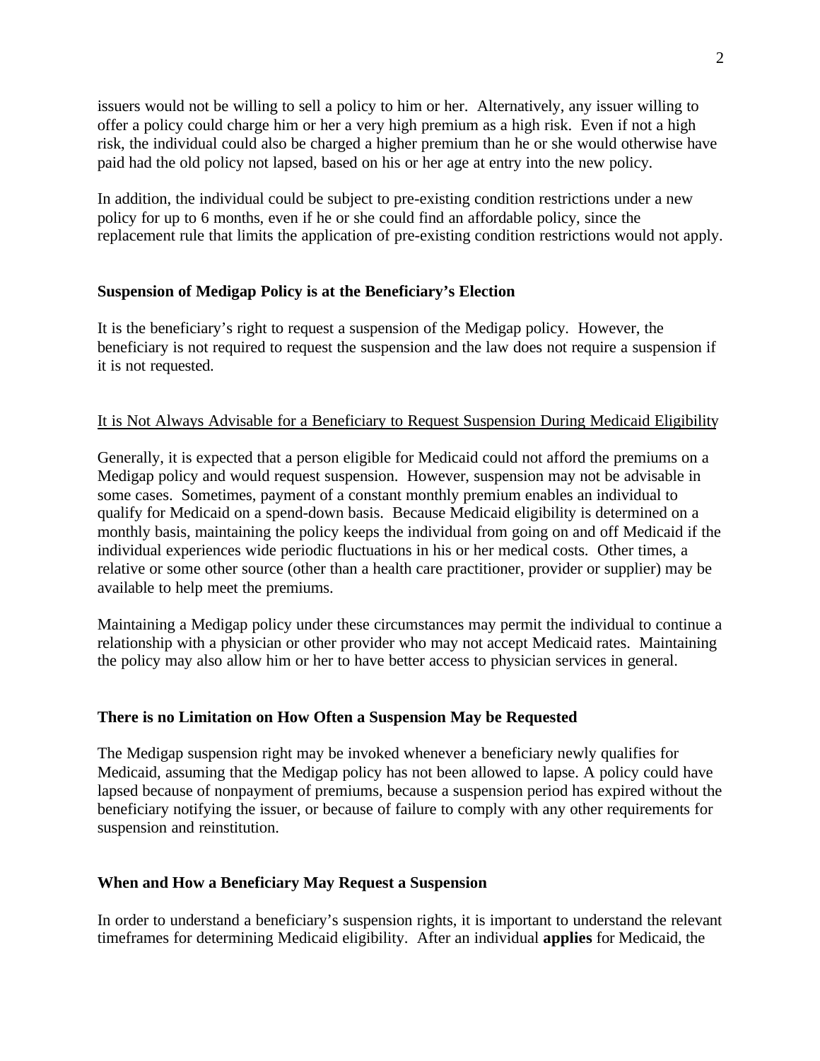issuers would not be willing to sell a policy to him or her. Alternatively, any issuer willing to offer a policy could charge him or her a very high premium as a high risk. Even if not a high risk, the individual could also be charged a higher premium than he or she would otherwise have paid had the old policy not lapsed, based on his or her age at entry into the new policy.

In addition, the individual could be subject to pre-existing condition restrictions under a new policy for up to 6 months, even if he or she could find an affordable policy, since the replacement rule that limits the application of pre-existing condition restrictions would not apply.

### Suspension of Medigap Policy is at the Beneficiary's Election

It is the beneficiary's right to request a suspension of the Medigap policy. However, the beneficiary is not required to request the suspension and the law does not require a suspension if it is not requested.

<u>It is Not Always Advisable for a Beneficiary to Request Suspension During Medicaid Eligibility</u>

Generally, it is expected that a person eligible for Medicaid could not afford the premiums on a Medigap policy and would request suspension. However, suspension may not be advisable in some cases. Sometimes, payment of a constant monthly premium enables an individual to qualify for Medicaid on a spend-down basis. Because Medicaid eligibility is determined on a monthly basis, maintaining the policy keeps the individual from going on and off Medicaid if the individual experiences wide periodic fluctuations in his or her medical costs. Other times, a relative or some other source (other than a health care practitioner, provider or supplier) may be available to help meet the premiums.

Maintaining a Medigap policy under these circumstances may permit the individual to continue a relationship with a physician or other provider who may not accept Medicaid rates. Maintaining the policy may also allow him or her to have better access to physician services in general.

### There is no Limitation on How Often a Suspension May be Requested

The Medigap suspension right may be invoked whenever a beneficiary newly qualifies for Medicaid, assuming that the Medigap policy has not been allowed to lapse. A policy could have lapsed because of nonpayment of premiums, because a suspension period has expired without the beneficiary notifying the issuer, or because of failure to comply with any other requirements for suspension and reinstitution.

### When and How a Beneficiary May Request a Suspension

In order to understand a beneficiary's suspension rights, it is important to understand the relevant timeframes for determining Medicaid eligibility. After an individual **applies** for Medicaid, the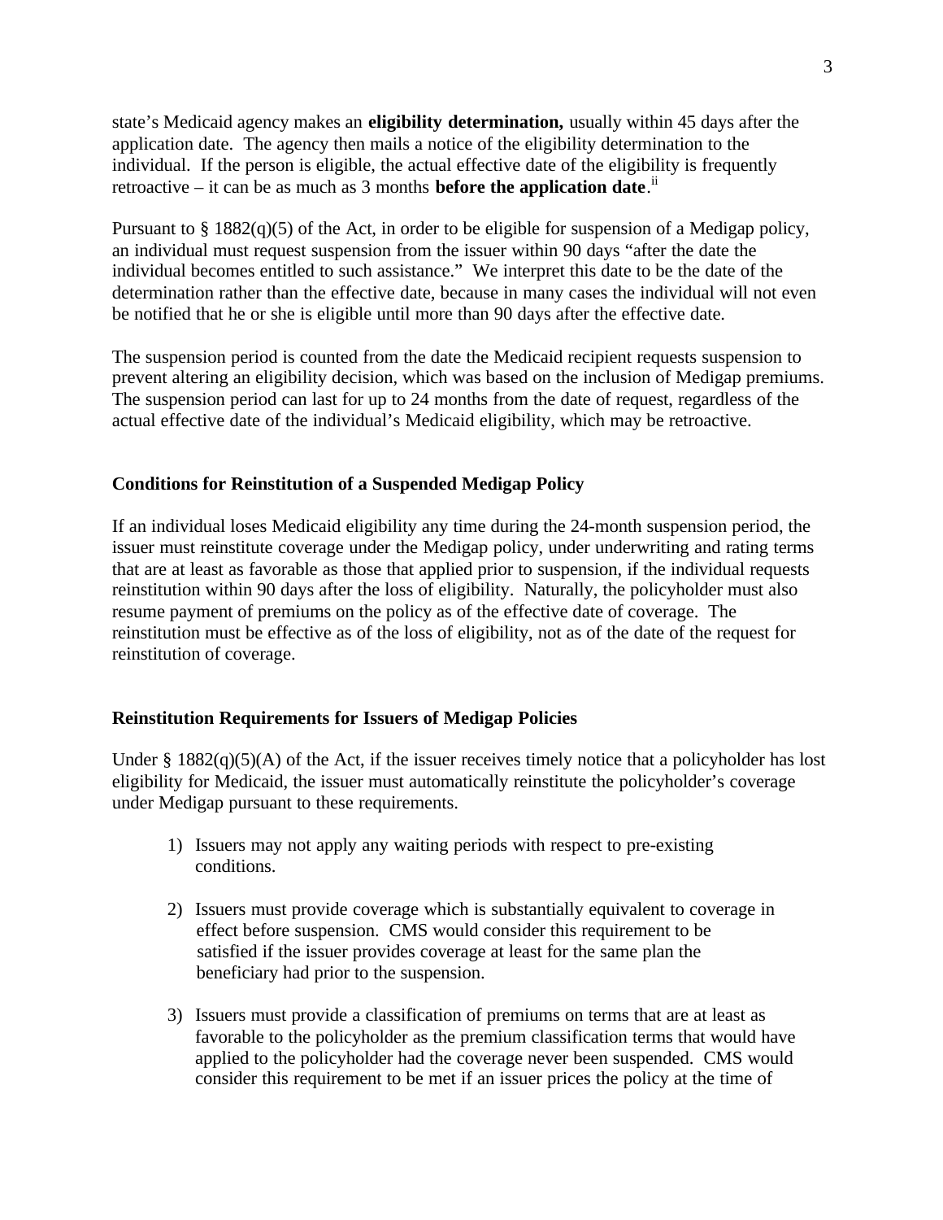state's Medicaid agency makes an **eligibility determination,** usually within 45 days after the application date. The agency then mails a notice of the eligibility determination to the individual. If the person is eligible, the actual effective date of the eligibility is frequently retroactive – it can be as much as 3 months **before the application date**.[ii]

Pursuant to § 1882(q)(5) of the Act, in order to be eligible for suspension of a Medigap policy, an individual must request suspension from the issuer within 90 days "after the date the individual becomes entitled to such assistance." We interpret this date to be the date of the determination rather than the effective date, because in many cases the individual will not even be notified that he or she is eligible until more than 90 days after the effective date.

The suspension period is counted from the date the Medicaid recipient requests suspension to prevent altering an eligibility decision, which was based on the inclusion of Medigap premiums. The suspension period can last for up to 24 months from the date of request, regardless of the actual effective date of the individual's Medicaid eligibility, which may be retroactive.

### Conditions for Reinstitution of a Suspended Medigap Policy

If an individual loses Medicaid eligibility any time during the 24-month suspension period, the issuer must reinstitute coverage under the Medigap policy, under underwriting and rating terms that are at least as favorable as those that applied prior to suspension, if the individual requests reinstitution within 90 days after the loss of eligibility. Naturally, the policyholder must also resume payment of premiums on the policy as of the effective date of coverage. The reinstitution must be effective as of the loss of eligibility, not as of the date of the request for reinstitution of coverage.

### Reinstitution Requirements for Issuers of Medigap Policies

Under § 1882(q)(5)(A) of the Act, if the issuer receives timely notice that a policyholder has lost eligibility for Medicaid, the issuer must automatically reinstitute the policyholder's coverage under Medigap pursuant to these requirements.

1) Issuers may not apply any waiting periods with respect to pre-existing conditions.

2) Issuers must provide coverage which is substantially equivalent to coverage in effect before suspension. CMS would consider this requirement to be satisfied if the issuer provides coverage at least for the same plan the beneficiary had prior to the suspension.

3) Issuers must provide a classification of premiums on terms that are at least as favorable to the policyholder as the premium classification terms that would have applied to the policyholder had the coverage never been suspended. CMS would consider this requirement to be met if an issuer prices the policy at the time of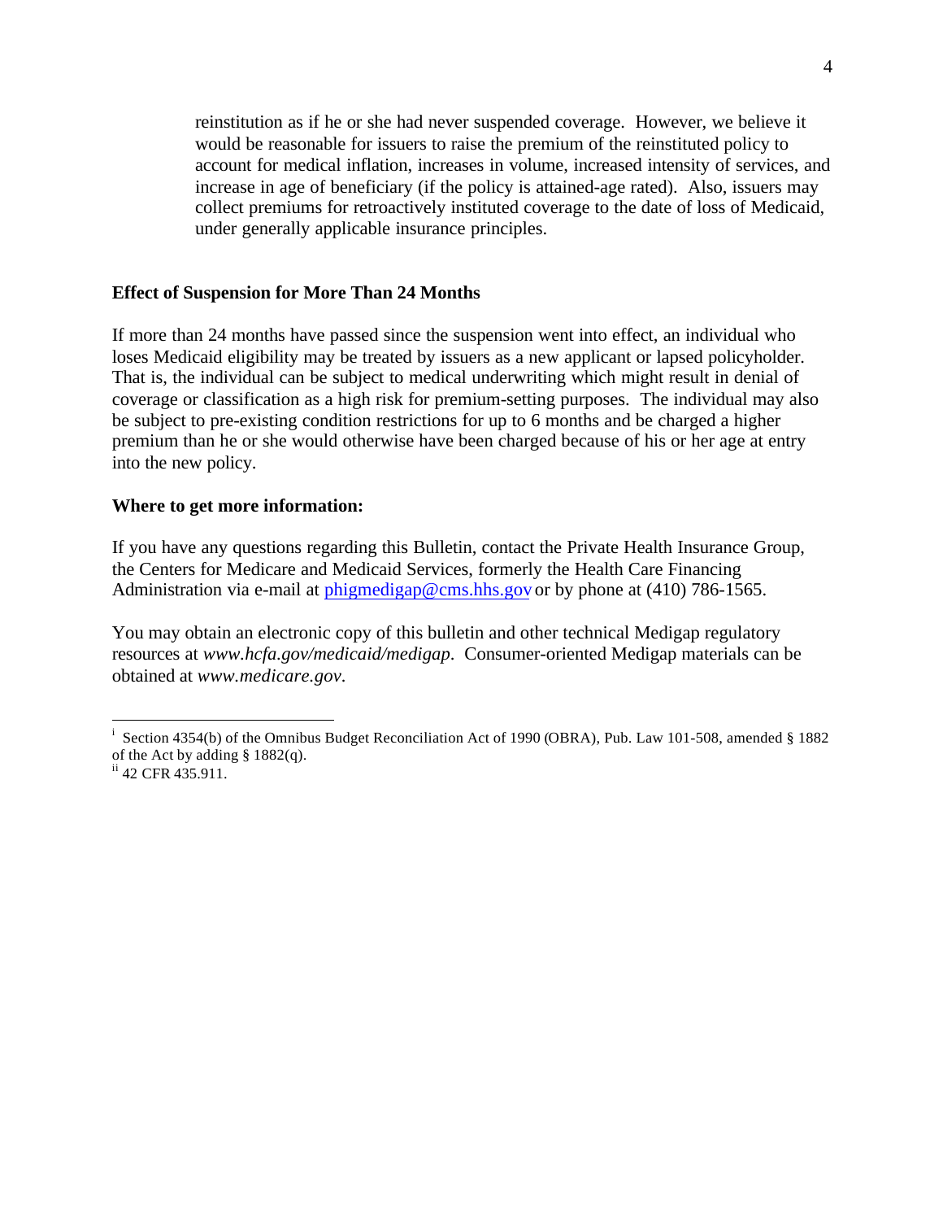reinstitution as if he or she had never suspended coverage. However, we believe it would be reasonable for issuers to raise the premium of the reinstituted policy to account for medical inflation, increases in volume, increased intensity of services, and increase in age of beneficiary (if the policy is attained-age rated). Also, issuers may collect premiums for retroactively instituted coverage to the date of loss of Medicaid, under generally applicable insurance principles.

**Effect of Suspension for More Than 24 Months**

If more than 24 months have passed since the suspension went into effect, an individual who loses Medicaid eligibility may be treated by issuers as a new applicant or lapsed policyholder. That is, the individual can be subject to medical underwriting which might result in denial of coverage or classification as a high risk for premium-setting purposes. The individual may also be subject to pre-existing condition restrictions for up to 6 months and be charged a higher premium than he or she would otherwise have been charged because of his or her age at entry into the new policy.

**Where to get more information:**

If you have any questions regarding this Bulletin, contact the Private Health Insurance Group, the Centers for Medicare and Medicaid Services, formerly the Health Care Financing Administration via e-mail at phigmedigap@cms.hhs.gov or by phone at (410) 786-1565.

You may obtain an electronic copy of this bulletin and other technical Medigap regulatory resources at *www.hcfa.gov/medicaid/medigap*. Consumer-oriented Medigap materials can be obtained at *www.medicare.gov*.

---

[i] Section 4354(b) of the Omnibus Budget Reconciliation Act of 1990 (OBRA), Pub. Law 101-508, amended § 1882 of the Act by adding § 1882(q).
[ii] 42 CFR 435.911.